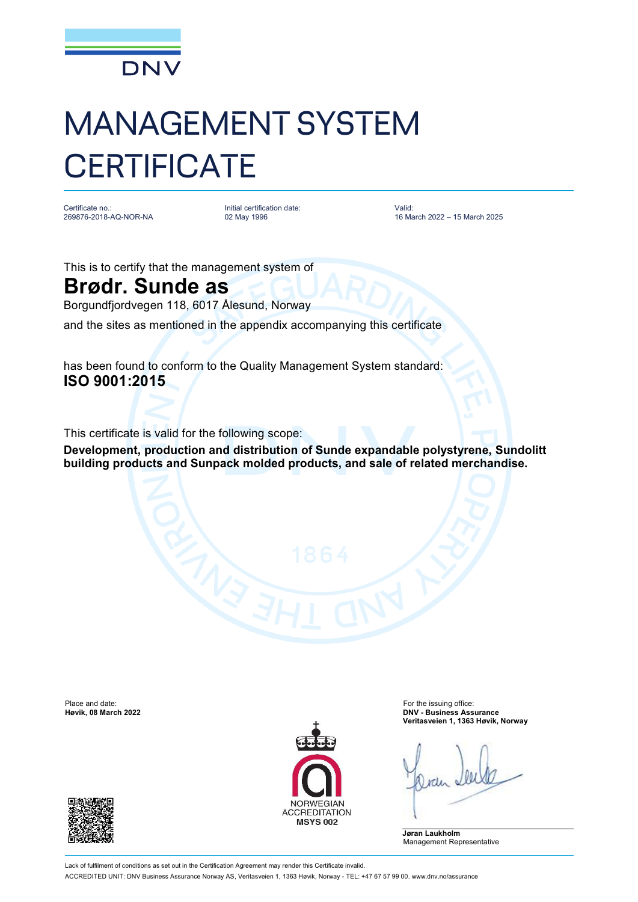DNV

# MANAGEMENT SYSTEM CERTIFICATE

| Certificate no.: | Initial certification date: | Valid: |
|---|---|---|
| 269876-2018-AQ-NOR-NA | 02 May 1996 | 16 March 2022 – 15 March 2025 |

This is to certify that the management system of

## Brødr. Sunde as

Borgundfjordvegen 118, 6017 Ålesund, Norway

and the sites as mentioned in the appendix accompanying this certificate

has been found to conform to the Quality Management System standard:

**ISO 9001:2015**

This certificate is valid for the following scope:

**Development, production and distribution of Sunde expandable polystyrene, Sundolitt building products and Sunpack molded products, and sale of related merchandise.**

Place and date:
**Høvik, 08 March 2022**

For the issuing office:
**DNV - Business Assurance**
**Veritasveien 1, 1363 Høvik, Norway**

NORWEGIAN ACCREDITATION
**MSYS 002**

**Jøran Laukholm**
Management Representative

Lack of fulfilment of conditions as set out in the Certification Agreement may render this Certificate invalid.
ACCREDITED UNIT: DNV Business Assurance Norway AS, Veritasveien 1, 1363 Høvik, Norway - TEL: +47 67 57 99 00. www.dnv.no/assurance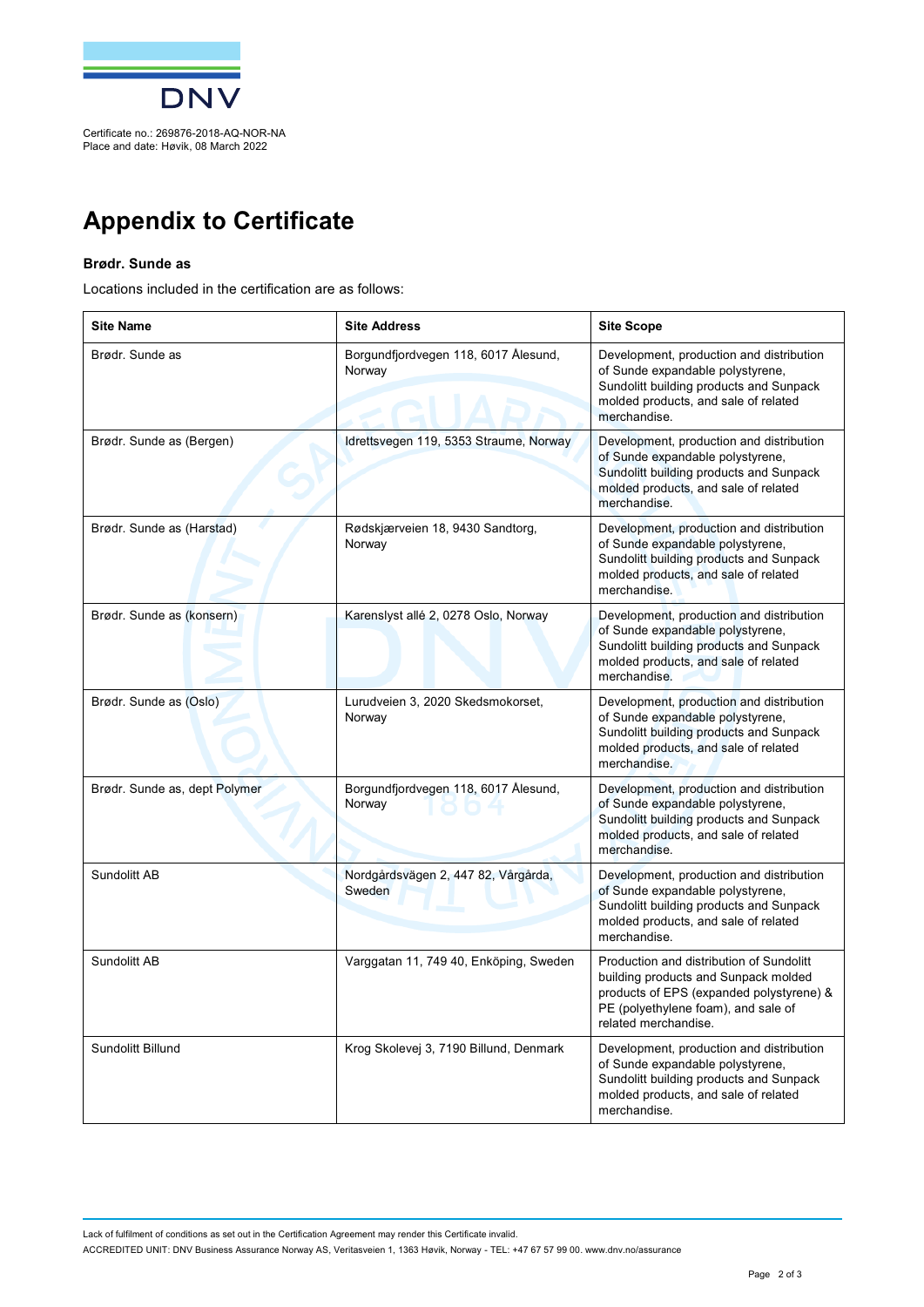Certificate no.: 269876-2018-AQ-NOR-NA
Place and date: Høvik, 08 March 2022

# Appendix to Certificate

**Brødr. Sunde as**

Locations included in the certification are as follows:

| Site Name | Site Address | Site Scope |
|---|---|---|
| Brødr. Sunde as | Borgundfjordvegen 118, 6017 Ålesund, Norway | Development, production and distribution of Sunde expandable polystyrene, Sundolitt building products and Sunpack molded products, and sale of related merchandise. |
| Brødr. Sunde as (Bergen) | Idrettsvegen 119, 5353 Straume, Norway | Development, production and distribution of Sunde expandable polystyrene, Sundolitt building products and Sunpack molded products, and sale of related merchandise. |
| Brødr. Sunde as (Harstad) | Rødskjærveien 18, 9430 Sandtorg, Norway | Development, production and distribution of Sunde expandable polystyrene, Sundolitt building products and Sunpack molded products, and sale of related merchandise. |
| Brødr. Sunde as (konsern) | Karenslyst allé 2, 0278 Oslo, Norway | Development, production and distribution of Sunde expandable polystyrene, Sundolitt building products and Sunpack molded products, and sale of related merchandise. |
| Brødr. Sunde as (Oslo) | Lurudveien 3, 2020 Skedsmokorset, Norway | Development, production and distribution of Sunde expandable polystyrene, Sundolitt building products and Sunpack molded products, and sale of related merchandise. |
| Brødr. Sunde as, dept Polymer | Borgundfjordvegen 118, 6017 Ålesund, Norway | Development, production and distribution of Sunde expandable polystyrene, Sundolitt building products and Sunpack molded products, and sale of related merchandise. |
| Sundolitt AB | Nordgårdsvägen 2, 447 82, Vårgårda, Sweden | Development, production and distribution of Sunde expandable polystyrene, Sundolitt building products and Sunpack molded products, and sale of related merchandise. |
| Sundolitt AB | Varggatan 11, 749 40, Enköping, Sweden | Production and distribution of Sundolitt building products and Sunpack molded products of EPS (expanded polystyrene) & PE (polyethylene foam), and sale of related merchandise. |
| Sundolitt Billund | Krog Skolevej 3, 7190 Billund, Denmark | Development, production and distribution of Sunde expandable polystyrene, Sundolitt building products and Sunpack molded products, and sale of related merchandise. |

Lack of fulfilment of conditions as set out in the Certification Agreement may render this Certificate invalid.

ACCREDITED UNIT: DNV Business Assurance Norway AS, Veritasveien 1, 1363 Høvik, Norway - TEL: +47 67 57 99 00. www.dnv.no/assurance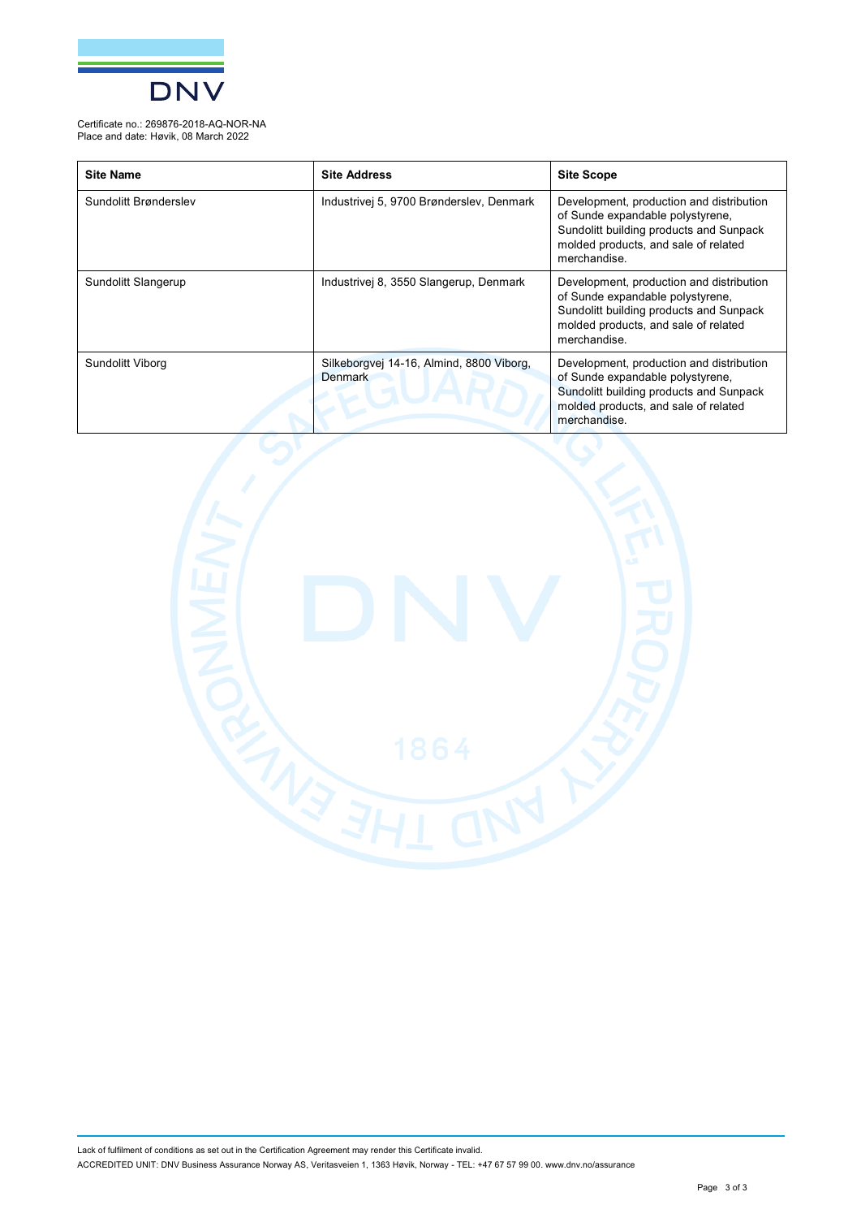Certificate no.: 269876-2018-AQ-NOR-NA
Place and date: Høvik, 08 March 2022

| Site Name | Site Address | Site Scope |
| --- | --- | --- |
| Sundolitt Brønderslev | Industrivej 5, 9700 Brønderslev, Denmark | Development, production and distribution of Sunde expandable polystyrene, Sundolitt building products and Sunpack molded products, and sale of related merchandise. |
| Sundolitt Slangerup | Industrivej 8, 3550 Slangerup, Denmark | Development, production and distribution of Sunde expandable polystyrene, Sundolitt building products and Sunpack molded products, and sale of related merchandise. |
| Sundolitt Viborg | Silkeborgvej 14-16, Almind, 8800 Viborg, Denmark | Development, production and distribution of Sunde expandable polystyrene, Sundolitt building products and Sunpack molded products, and sale of related merchandise. |

Lack of fulfilment of conditions as set out in the Certification Agreement may render this Certificate invalid.

ACCREDITED UNIT: DNV Business Assurance Norway AS, Veritasveien 1, 1363 Høvik, Norway - TEL: +47 67 57 99 00. www.dnv.no/assurance